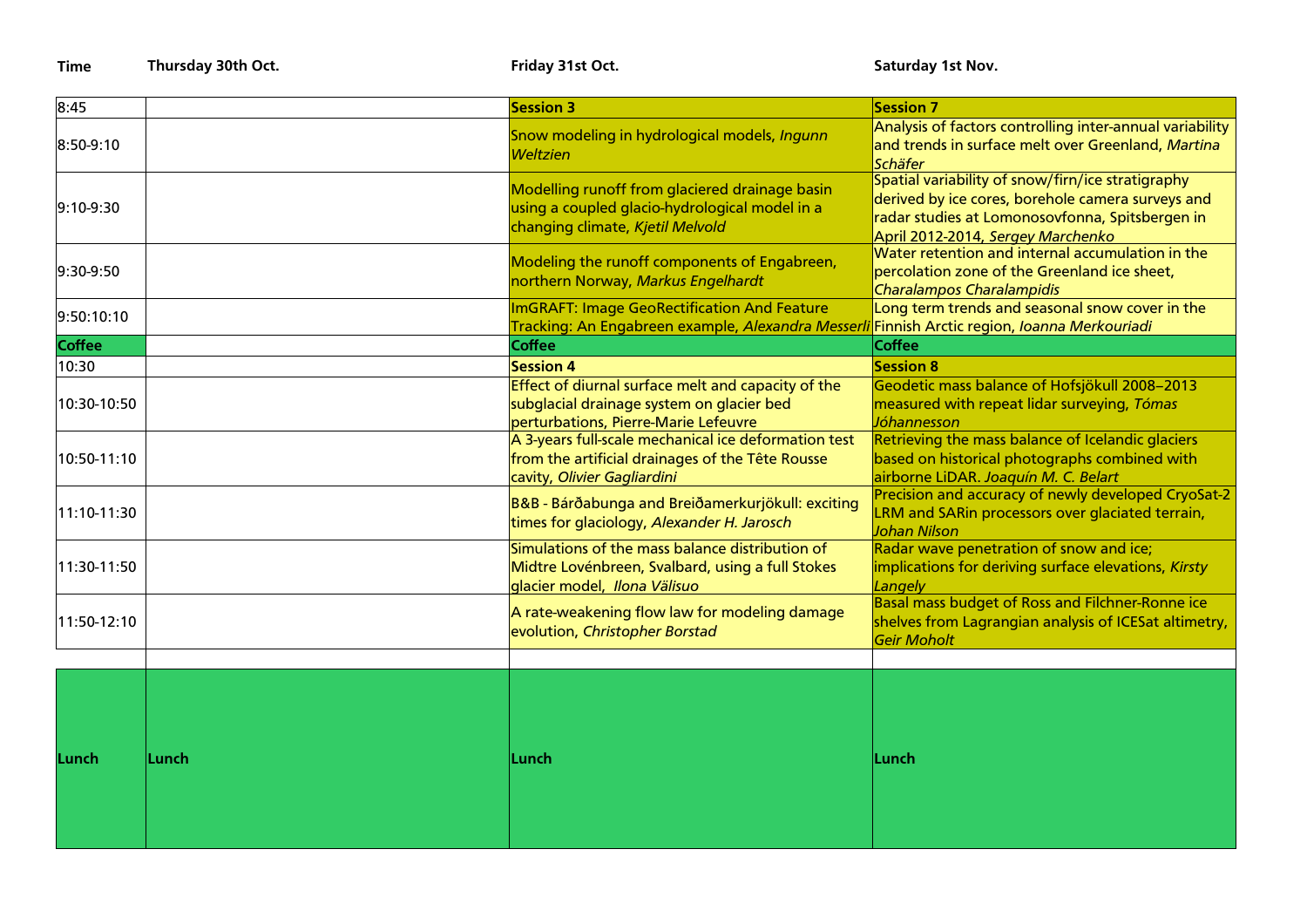| Time | Thursday 30th Oct. | Friday 31st Oct. | Saturday 1st Nov. |
|---|---|---|---|
| 8:45 | | **Session 3** | **Session 7** |
| 8:50-9:10 | | Snow modeling in hydrological models, *Ingunn Weltzien* | Analysis of factors controlling inter-annual variability and trends in surface melt over Greenland, *Martina Schäfer* |
| 9:10-9:30 | | Modelling runoff from glaciered drainage basin using a coupled glacio-hydrological model in a changing climate, *Kjetil Melvold* | Spatial variability of snow/firn/ice stratigraphy derived by ice cores, borehole camera surveys and radar studies at Lomonosovfonna, Spitsbergen in April 2012-2014, *Sergey Marchenko* |
| 9:30-9:50 | | Modeling the runoff components of Engabreen, northern Norway, *Markus Engelhardt* | Water retention and internal accumulation in the percolation zone of the Greenland ice sheet, *Charalampos Charalampidis* |
| 9:50:10:10 | | ImGRAFT: Image GeoRectification And Feature Tracking: An Engabreen example, *Alexandra Messerli* | Long term trends and seasonal snow cover in the Finnish Arctic region, *Ioanna Merkouriadi* |
| **Coffee** | | **Coffee** | **Coffee** |
| 10:30 | | **Session 4** | **Session 8** |
| 10:30-10:50 | | Effect of diurnal surface melt and capacity of the subglacial drainage system on glacier bed perturbations, Pierre-Marie Lefeuvre | Geodetic mass balance of Hofsjökull 2008–2013 measured with repeat lidar surveying, *Tómas Jóhannesson* |
| 10:50-11:10 | | A 3-years full-scale mechanical ice deformation test from the artificial drainages of the Tête Rousse cavity, *Olivier Gagliardini* | Retrieving the mass balance of Icelandic glaciers based on historical photographs combined with airborne LiDAR. *Joaquín M. C. Belart* |
| 11:10-11:30 | | B&B - Bárðabunga and Breiðamerkurjökull: exciting times for glaciology, *Alexander H. Jarosch* | Precision and accuracy of newly developed CryoSat-2 LRM and SARin processors over glaciated terrain, *Johan Nilson* |
| 11:30-11:50 | | Simulations of the mass balance distribution of Midtre Lovénbreen, Svalbard, using a full Stokes glacier model, *Ilona Välisuo* | Radar wave penetration of snow and ice; implications for deriving surface elevations, *Kirsty Langely* |
| 11:50-12:10 | | A rate-weakening flow law for modeling damage evolution, *Christopher Borstad* | Basal mass budget of Ross and Filchner-Ronne ice shelves from Lagrangian analysis of ICESat altimetry, *Geir Moholt* |
| | | | |
| **Lunch** | **Lunch** | **Lunch** | **Lunch** |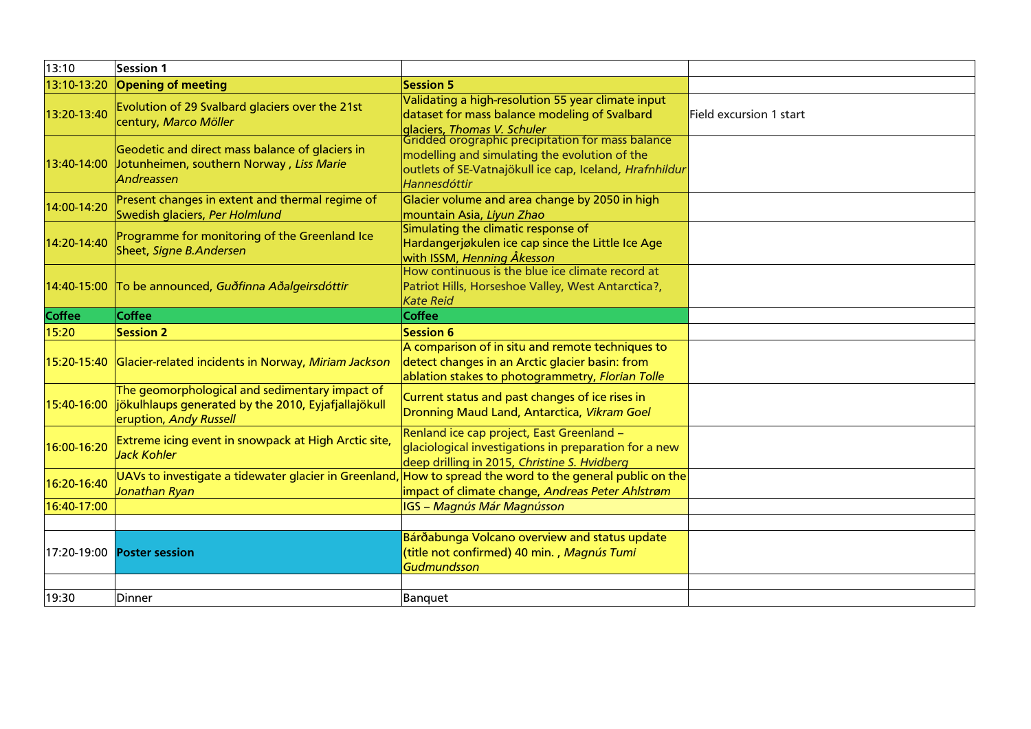| | | | |
|---|---|---|---|
| 13:10 | **Session 1** | | |
| 13:10-13:20 | **Opening of meeting** | **Session 5** | |
| 13:20-13:40 | Evolution of 29 Svalbard glaciers over the 21st century, *Marco Möller* | Validating a high-resolution 55 year climate input dataset for mass balance modeling of Svalbard glaciers, *Thomas V. Schuler* | Field excursion 1 start |
| 13:40-14:00 | Geodetic and direct mass balance of glaciers in Jotunheimen, southern Norway , *Liss Marie Andreassen* | Gridded orographic precipitation for mass balance modelling and simulating the evolution of the outlets of SE-Vatnajökull ice cap, Iceland, *Hrafnhildur Hannesdóttir* | |
| 14:00-14:20 | Present changes in extent and thermal regime of Swedish glaciers, *Per Holmlund* | Glacier volume and area change by 2050 in high mountain Asia, *Liyun Zhao* | |
| 14:20-14:40 | Programme for monitoring of the Greenland Ice Sheet, *Signe B.Andersen* | Simulating the climatic response of Hardangerjøkulen ice cap since the Little Ice Age with ISSM, *Henning Åkesson* | |
| 14:40-15:00 | To be announced, *Guðfinna Aðalgeirsdóttir* | How continuous is the blue ice climate record at Patriot Hills, Horseshoe Valley, West Antarctica?, *Kate Reid* | |
| **Coffee** | **Coffee** | **Coffee** | |
| 15:20 | **Session 2** | **Session 6** | |
| 15:20-15:40 | Glacier-related incidents in Norway, *Miriam Jackson* | A comparison of in situ and remote techniques to detect changes in an Arctic glacier basin: from ablation stakes to photogrammetry, *Florian Tolle* | |
| 15:40-16:00 | The geomorphological and sedimentary impact of jökulhlaups generated by the 2010, Eyjafjallajökull eruption, *Andy Russell* | Current status and past changes of ice rises in Dronning Maud Land, Antarctica, *Vikram Goel* | |
| 16:00-16:20 | Extreme icing event in snowpack at High Arctic site, *Jack Kohler* | Renland ice cap project, East Greenland – glaciological investigations in preparation for a new deep drilling in 2015, *Christine S. Hvidberg* | |
| 16:20-16:40 | UAVs to investigate a tidewater glacier in Greenland, *Jonathan Ryan* | How to spread the word to the general public on the impact of climate change, *Andreas Peter Ahlstrøm* | |
| 16:40-17:00 | | IGS – *Magnús Már Magnússon* | |
| | | | |
| 17:20-19:00 | **Poster session** | Bárðabunga Volcano overview and status update (title not confirmed) 40 min. , *Magnús Tumi Gudmundsson* | |
| | | | |
| 19:30 | Dinner | Banquet | |